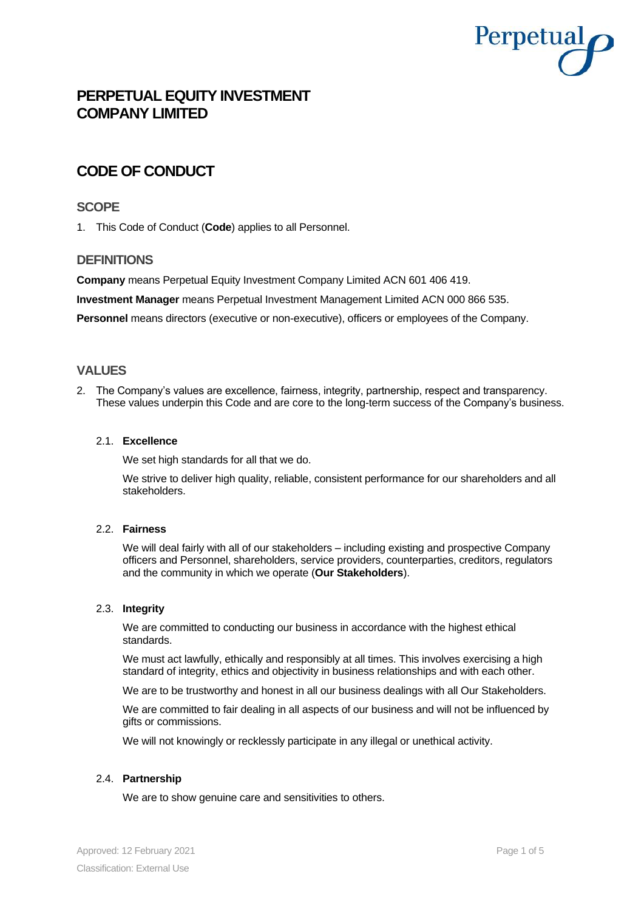# PERPETUAL EQUITY INVESTMENT COMPANY LIMITED

# CODE OF CONDUCT

## SCOPE

1. This Code of Conduct (**Code**) applies to all Personnel.

## DEFINITIONS

**Company** means Perpetual Equity Investment Company Limited ACN 601 406 419.

**Investment Manager** means Perpetual Investment Management Limited ACN 000 866 535.

**Personnel** means directors (executive or non-executive), officers or employees of the Company.

## VALUES

2. The Company's values are excellence, fairness, integrity, partnership, respect and transparency. These values underpin this Code and are core to the long-term success of the Company's business.

### 2.1. Excellence

We set high standards for all that we do.

We strive to deliver high quality, reliable, consistent performance for our shareholders and all stakeholders.

### 2.2. Fairness

We will deal fairly with all of our stakeholders – including existing and prospective Company officers and Personnel, shareholders, service providers, counterparties, creditors, regulators and the community in which we operate (**Our Stakeholders**).

### 2.3. Integrity

We are committed to conducting our business in accordance with the highest ethical standards.

We must act lawfully, ethically and responsibly at all times. This involves exercising a high standard of integrity, ethics and objectivity in business relationships and with each other.

We are to be trustworthy and honest in all our business dealings with all Our Stakeholders.

We are committed to fair dealing in all aspects of our business and will not be influenced by gifts or commissions.

We will not knowingly or recklessly participate in any illegal or unethical activity.

### 2.4. Partnership

We are to show genuine care and sensitivities to others.

Approved: 12 February 2021

Classification: External Use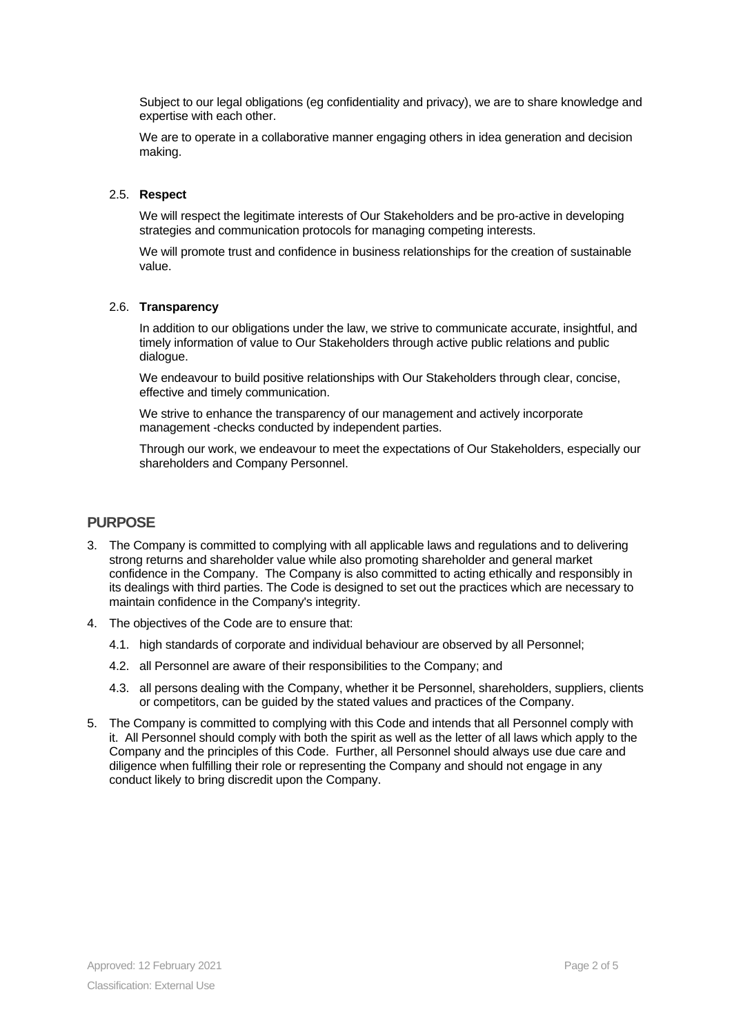Subject to our legal obligations (eg confidentiality and privacy), we are to share knowledge and expertise with each other.

We are to operate in a collaborative manner engaging others in idea generation and decision making.

2.5. **Respect**

We will respect the legitimate interests of Our Stakeholders and be pro-active in developing strategies and communication protocols for managing competing interests.

We will promote trust and confidence in business relationships for the creation of sustainable value.

2.6. **Transparency**

In addition to our obligations under the law, we strive to communicate accurate, insightful, and timely information of value to Our Stakeholders through active public relations and public dialogue.

We endeavour to build positive relationships with Our Stakeholders through clear, concise, effective and timely communication.

We strive to enhance the transparency of our management and actively incorporate management -checks conducted by independent parties.

Through our work, we endeavour to meet the expectations of Our Stakeholders, especially our shareholders and Company Personnel.

## PURPOSE

3. The Company is committed to complying with all applicable laws and regulations and to delivering strong returns and shareholder value while also promoting shareholder and general market confidence in the Company. The Company is also committed to acting ethically and responsibly in its dealings with third parties. The Code is designed to set out the practices which are necessary to maintain confidence in the Company's integrity.
4. The objectives of the Code are to ensure that:
   - 4.1. high standards of corporate and individual behaviour are observed by all Personnel;
   - 4.2. all Personnel are aware of their responsibilities to the Company; and
   - 4.3. all persons dealing with the Company, whether it be Personnel, shareholders, suppliers, clients or competitors, can be guided by the stated values and practices of the Company.
5. The Company is committed to complying with this Code and intends that all Personnel comply with it. All Personnel should comply with both the spirit as well as the letter of all laws which apply to the Company and the principles of this Code. Further, all Personnel should always use due care and diligence when fulfilling their role or representing the Company and should not engage in any conduct likely to bring discredit upon the Company.

Approved: 12 February 2021

Classification: External Use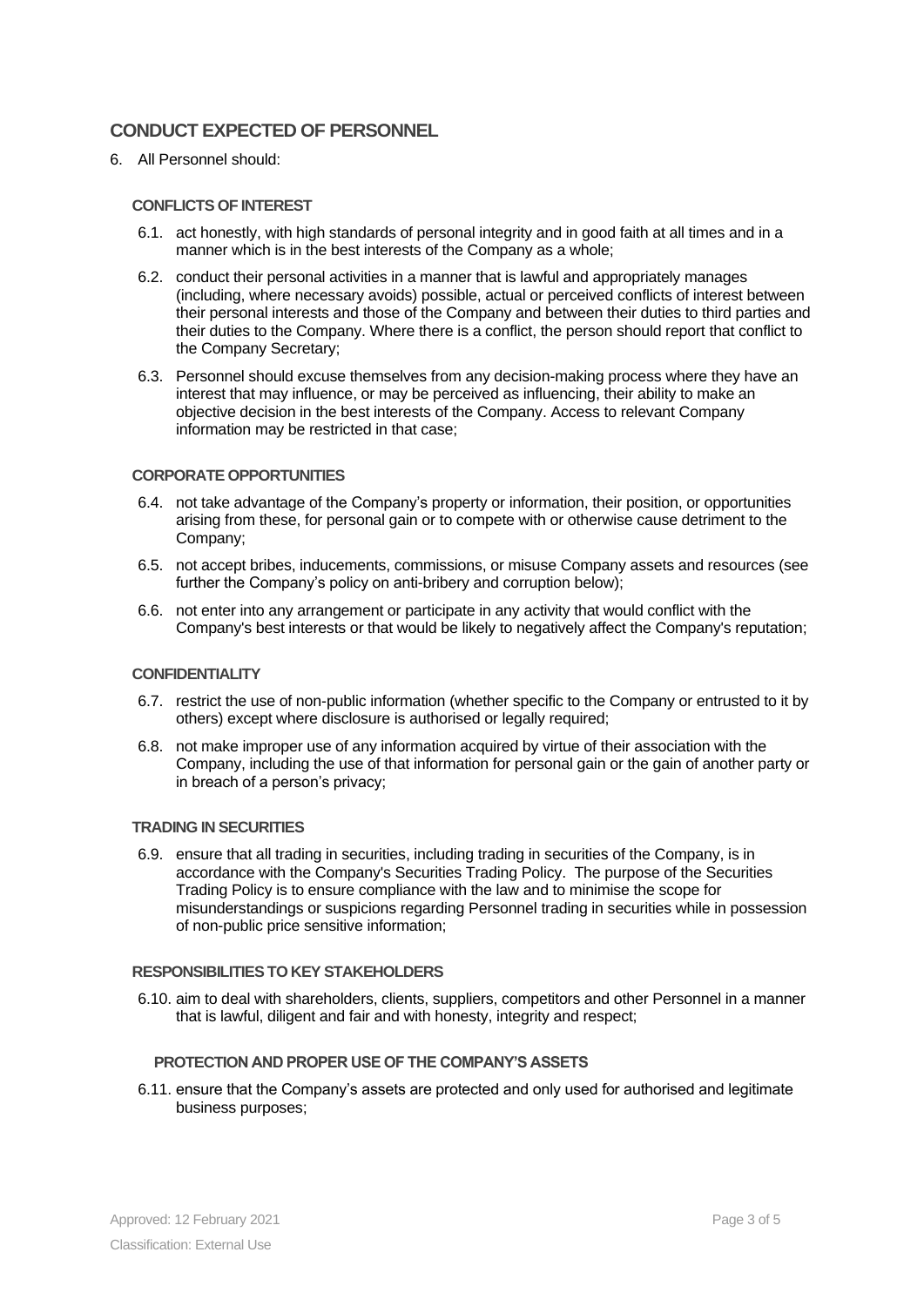## CONDUCT EXPECTED OF PERSONNEL

6. All Personnel should:

### CONFLICTS OF INTEREST

6.1. act honestly, with high standards of personal integrity and in good faith at all times and in a manner which is in the best interests of the Company as a whole;

6.2. conduct their personal activities in a manner that is lawful and appropriately manages (including, where necessary avoids) possible, actual or perceived conflicts of interest between their personal interests and those of the Company and between their duties to third parties and their duties to the Company. Where there is a conflict, the person should report that conflict to the Company Secretary;

6.3. Personnel should excuse themselves from any decision-making process where they have an interest that may influence, or may be perceived as influencing, their ability to make an objective decision in the best interests of the Company. Access to relevant Company information may be restricted in that case;

### CORPORATE OPPORTUNITIES

6.4. not take advantage of the Company's property or information, their position, or opportunities arising from these, for personal gain or to compete with or otherwise cause detriment to the Company;

6.5. not accept bribes, inducements, commissions, or misuse Company assets and resources (see further the Company's policy on anti-bribery and corruption below);

6.6. not enter into any arrangement or participate in any activity that would conflict with the Company's best interests or that would be likely to negatively affect the Company's reputation;

### CONFIDENTIALITY

6.7. restrict the use of non-public information (whether specific to the Company or entrusted to it by others) except where disclosure is authorised or legally required;

6.8. not make improper use of any information acquired by virtue of their association with the Company, including the use of that information for personal gain or the gain of another party or in breach of a person's privacy;

### TRADING IN SECURITIES

6.9. ensure that all trading in securities, including trading in securities of the Company, is in accordance with the Company's Securities Trading Policy. The purpose of the Securities Trading Policy is to ensure compliance with the law and to minimise the scope for misunderstandings or suspicions regarding Personnel trading in securities while in possession of non-public price sensitive information;

### RESPONSIBILITIES TO KEY STAKEHOLDERS

6.10. aim to deal with shareholders, clients, suppliers, competitors and other Personnel in a manner that is lawful, diligent and fair and with honesty, integrity and respect;

### PROTECTION AND PROPER USE OF THE COMPANY'S ASSETS

6.11. ensure that the Company's assets are protected and only used for authorised and legitimate business purposes;

Approved: 12 February 2021

Classification: External Use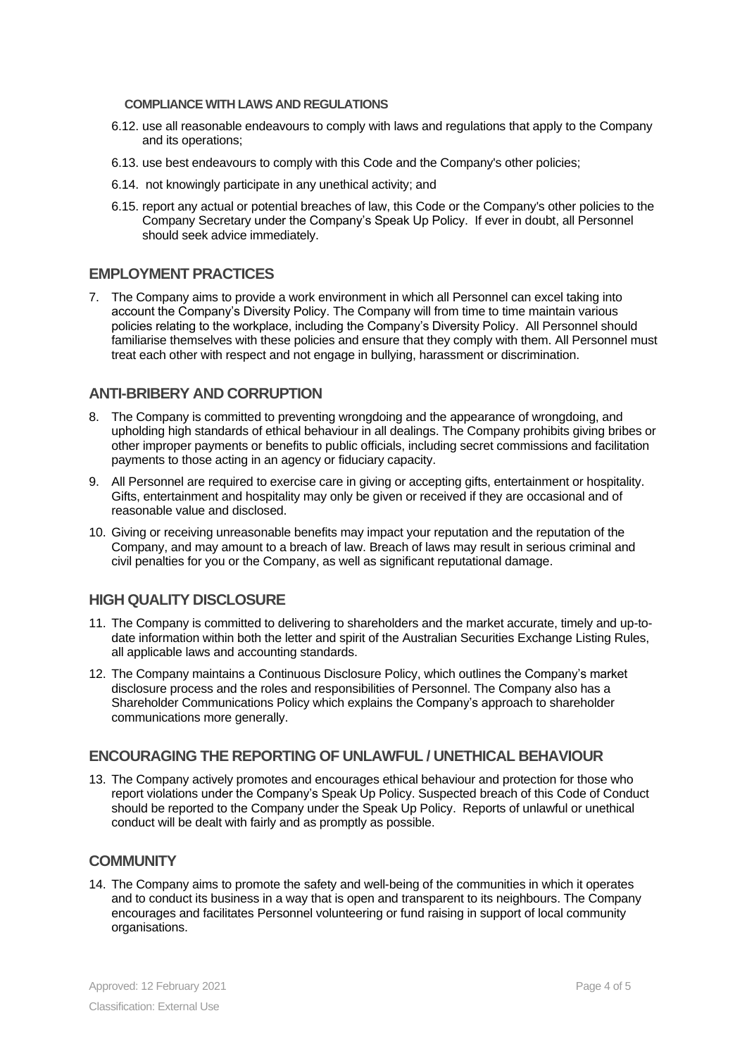**COMPLIANCE WITH LAWS AND REGULATIONS**

6.12. use all reasonable endeavours to comply with laws and regulations that apply to the Company and its operations;

6.13. use best endeavours to comply with this Code and the Company's other policies;

6.14. not knowingly participate in any unethical activity; and

6.15. report any actual or potential breaches of law, this Code or the Company's other policies to the Company Secretary under the Company's Speak Up Policy. If ever in doubt, all Personnel should seek advice immediately.

## EMPLOYMENT PRACTICES

7. The Company aims to provide a work environment in which all Personnel can excel taking into account the Company's Diversity Policy. The Company will from time to time maintain various policies relating to the workplace, including the Company's Diversity Policy. All Personnel should familiarise themselves with these policies and ensure that they comply with them. All Personnel must treat each other with respect and not engage in bullying, harassment or discrimination.

## ANTI-BRIBERY AND CORRUPTION

8. The Company is committed to preventing wrongdoing and the appearance of wrongdoing, and upholding high standards of ethical behaviour in all dealings. The Company prohibits giving bribes or other improper payments or benefits to public officials, including secret commissions and facilitation payments to those acting in an agency or fiduciary capacity.

9. All Personnel are required to exercise care in giving or accepting gifts, entertainment or hospitality. Gifts, entertainment and hospitality may only be given or received if they are occasional and of reasonable value and disclosed.

10. Giving or receiving unreasonable benefits may impact your reputation and the reputation of the Company, and may amount to a breach of law. Breach of laws may result in serious criminal and civil penalties for you or the Company, as well as significant reputational damage.

## HIGH QUALITY DISCLOSURE

11. The Company is committed to delivering to shareholders and the market accurate, timely and up-to-date information within both the letter and spirit of the Australian Securities Exchange Listing Rules, all applicable laws and accounting standards.

12. The Company maintains a Continuous Disclosure Policy, which outlines the Company's market disclosure process and the roles and responsibilities of Personnel. The Company also has a Shareholder Communications Policy which explains the Company's approach to shareholder communications more generally.

## ENCOURAGING THE REPORTING OF UNLAWFUL / UNETHICAL BEHAVIOUR

13. The Company actively promotes and encourages ethical behaviour and protection for those who report violations under the Company's Speak Up Policy. Suspected breach of this Code of Conduct should be reported to the Company under the Speak Up Policy. Reports of unlawful or unethical conduct will be dealt with fairly and as promptly as possible.

## COMMUNITY

14. The Company aims to promote the safety and well-being of the communities in which it operates and to conduct its business in a way that is open and transparent to its neighbours. The Company encourages and facilitates Personnel volunteering or fund raising in support of local community organisations.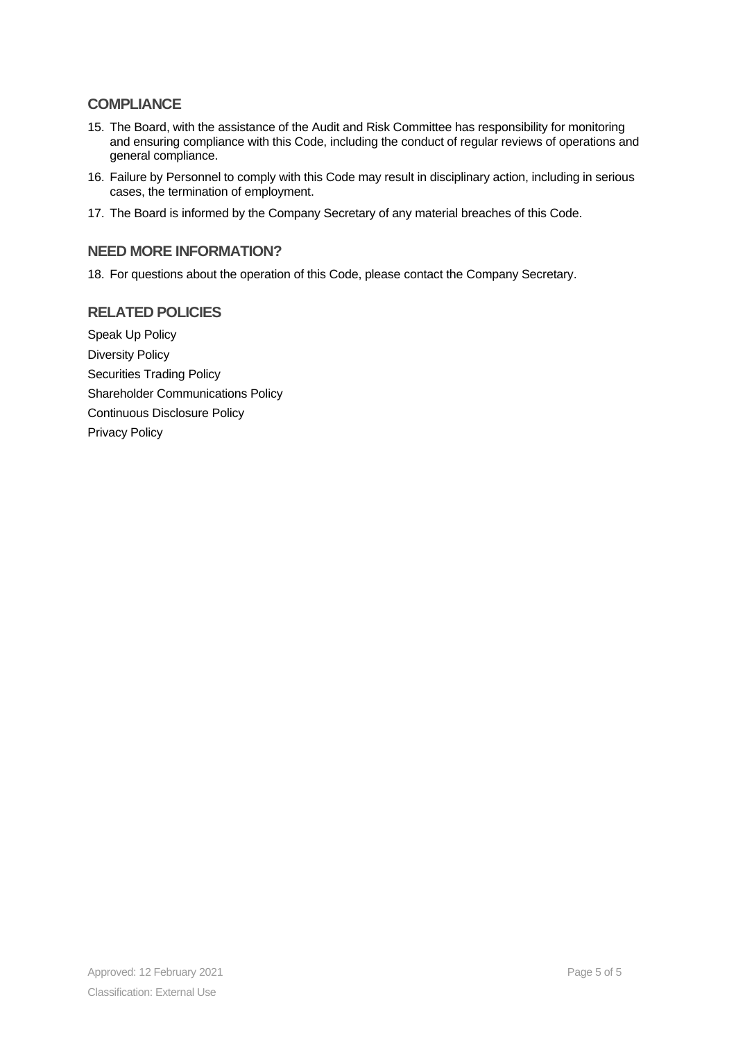## COMPLIANCE

15. The Board, with the assistance of the Audit and Risk Committee has responsibility for monitoring and ensuring compliance with this Code, including the conduct of regular reviews of operations and general compliance.
16. Failure by Personnel to comply with this Code may result in disciplinary action, including in serious cases, the termination of employment.
17. The Board is informed by the Company Secretary of any material breaches of this Code.

## NEED MORE INFORMATION?

18. For questions about the operation of this Code, please contact the Company Secretary.

## RELATED POLICIES

Speak Up Policy

Diversity Policy

Securities Trading Policy

Shareholder Communications Policy

Continuous Disclosure Policy

Privacy Policy

Approved: 12 February 2021

Classification: External Use